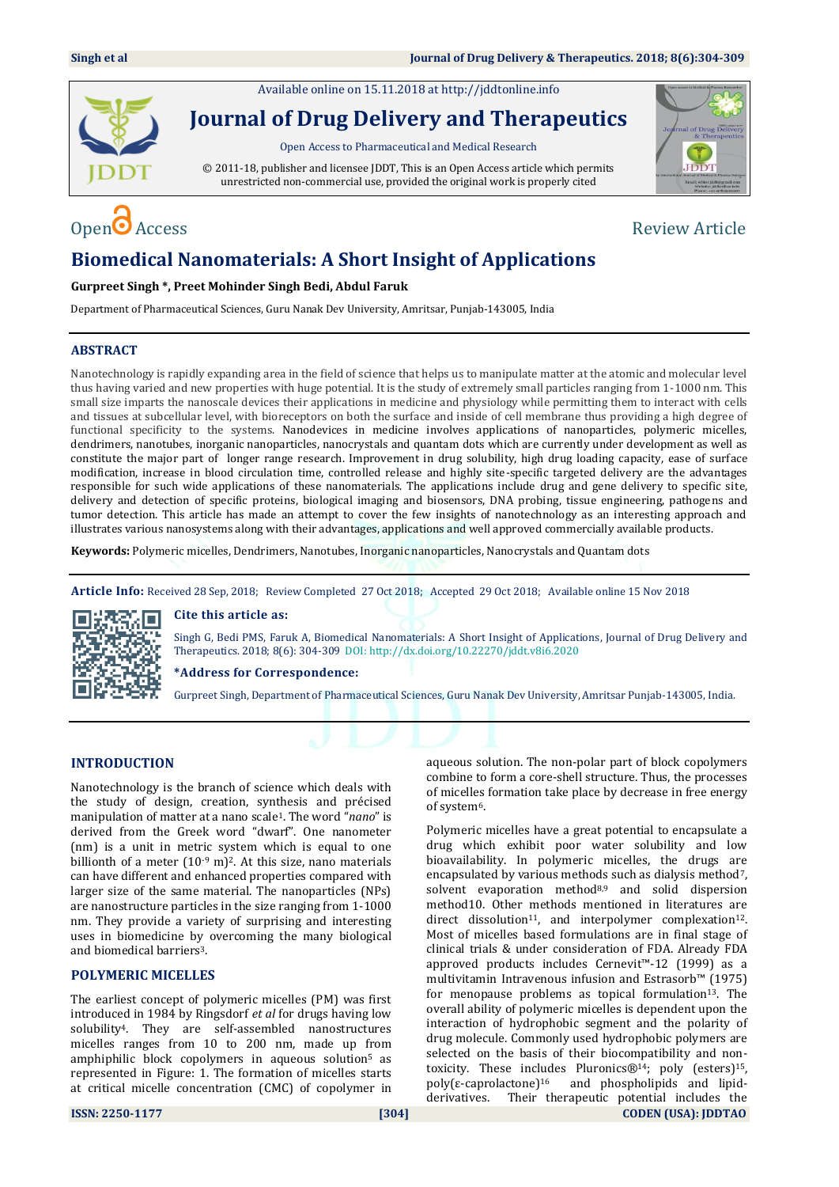Available online on 15.11.2018 at http://jddtonline.info

# Journal of Drug Delivery and Therapeutics

Open Access to Pharmaceutical and Medical Research

© 2011-18, publisher and licensee JDDT, This is an Open Access article which permits unrestricted non-commercial use, provided the original work is properly cited

Open Access | Review Article

# Biomedical Nanomaterials: A Short Insight of Applications

**Gurpreet Singh \*, Preet Mohinder Singh Bedi, Abdul Faruk**

Department of Pharmaceutical Sciences, Guru Nanak Dev University, Amritsar, Punjab-143005, India

## ABSTRACT

Nanotechnology is rapidly expanding area in the field of science that helps us to manipulate matter at the atomic and molecular level thus having varied and new properties with huge potential. It is the study of extremely small particles ranging from 1-1000 nm. This small size imparts the nanoscale devices their applications in medicine and physiology while permitting them to interact with cells and tissues at subcellular level, with bioreceptors on both the surface and inside of cell membrane thus providing a high degree of functional specificity to the systems. Nanodevices in medicine involves applications of nanoparticles, polymeric micelles, dendrimers, nanotubes, inorganic nanoparticles, nanocrystals and quantum dots which are currently under development as well as constitute the major part of longer range research. Improvement in drug solubility, high drug loading capacity, ease of surface modification, increase in blood circulation time, controlled release and highly site-specific targeted delivery are the advantages responsible for such wide applications of these nanomaterials. The applications include drug and gene delivery to specific site, delivery and detection of specific proteins, biological imaging and biosensors, DNA probing, tissue engineering, pathogens and tumor detection. This article has made an attempt to cover the few insights of nanotechnology as an interesting approach and illustrates various nanosystems along with their advantages, applications and well approved commercially available products.

**Keywords:** Polymeric micelles, Dendrimers, Nanotubes, Inorganic nanoparticles, Nanocrystals and Quantam dots

**Article Info:** Received 28 Sep, 2018; Review Completed 27 Oct 2018; Accepted 29 Oct 2018; Available online 15 Nov 2018

**Cite this article as:**

Singh G, Bedi PMS, Faruk A, Biomedical Nanomaterials: A Short Insight of Applications, Journal of Drug Delivery and Therapeutics. 2018; 8(6): 304-309 DOI: http://dx.doi.org/10.22270/jddt.v8i6.2020

**\*Address for Correspondence:**

Gurpreet Singh, Department of Pharmaceutical Sciences, Guru Nanak Dev University, Amritsar Punjab-143005, India.

## INTRODUCTION

Nanotechnology is the branch of science which deals with the study of design, creation, synthesis and précised manipulation of matter at a nano scale[1]. The word "*nano*" is derived from the Greek word "dwarf". One nanometer (nm) is a unit in metric system which is equal to one billionth of a meter ($10^{-9}$ m)[2]. At this size, nano materials can have different and enhanced properties compared with larger size of the same material. The nanoparticles (NPs) are nanostructure particles in the size ranging from 1-1000 nm. They provide a variety of surprising and interesting uses in biomedicine by overcoming the many biological and biomedical barriers[3].

## POLYMERIC MICELLES

The earliest concept of polymeric micelles (PM) was first introduced in 1984 by Ringsdorf *et al* for drugs having low solubility[4]. They are self-assembled nanostructures micelles ranges from 10 to 200 nm, made up from amphiphilic block copolymers in aqueous solution[5] as represented in Figure: 1. The formation of micelles starts at critical micelle concentration (CMC) of copolymer in aqueous solution. The non-polar part of block copolymers combine to form a core-shell structure. Thus, the processes of micelles formation take place by decrease in free energy of system[6].

Polymeric micelles have a great potential to encapsulate a drug which exhibit poor water solubility and low bioavailability. In polymeric micelles, the drugs are encapsulated by various methods such as dialysis method[7], solvent evaporation method[8,9] and solid dispersion method10. Other methods mentioned in literatures are direct dissolution[11], and interpolymer complexation[12]. Most of micelles based formulations are in final stage of clinical trials & under consideration of FDA. Already FDA approved products includes Cernevit™-12 (1999) as a multivitamin Intravenous infusion and Estrasorb™ (1975) for menopause problems as topical formulation[13]. The overall ability of polymeric micelles is dependent upon the interaction of hydrophobic segment and the polarity of drug molecule. Commonly used hydrophobic polymers are selected on the basis of their biocompatibility and non-toxicity. These includes Pluronics®[14]; poly (esters)[15], poly(ε-caprolactone)[16] and phospholipids and lipid-derivatives. Their therapeutic potential includes the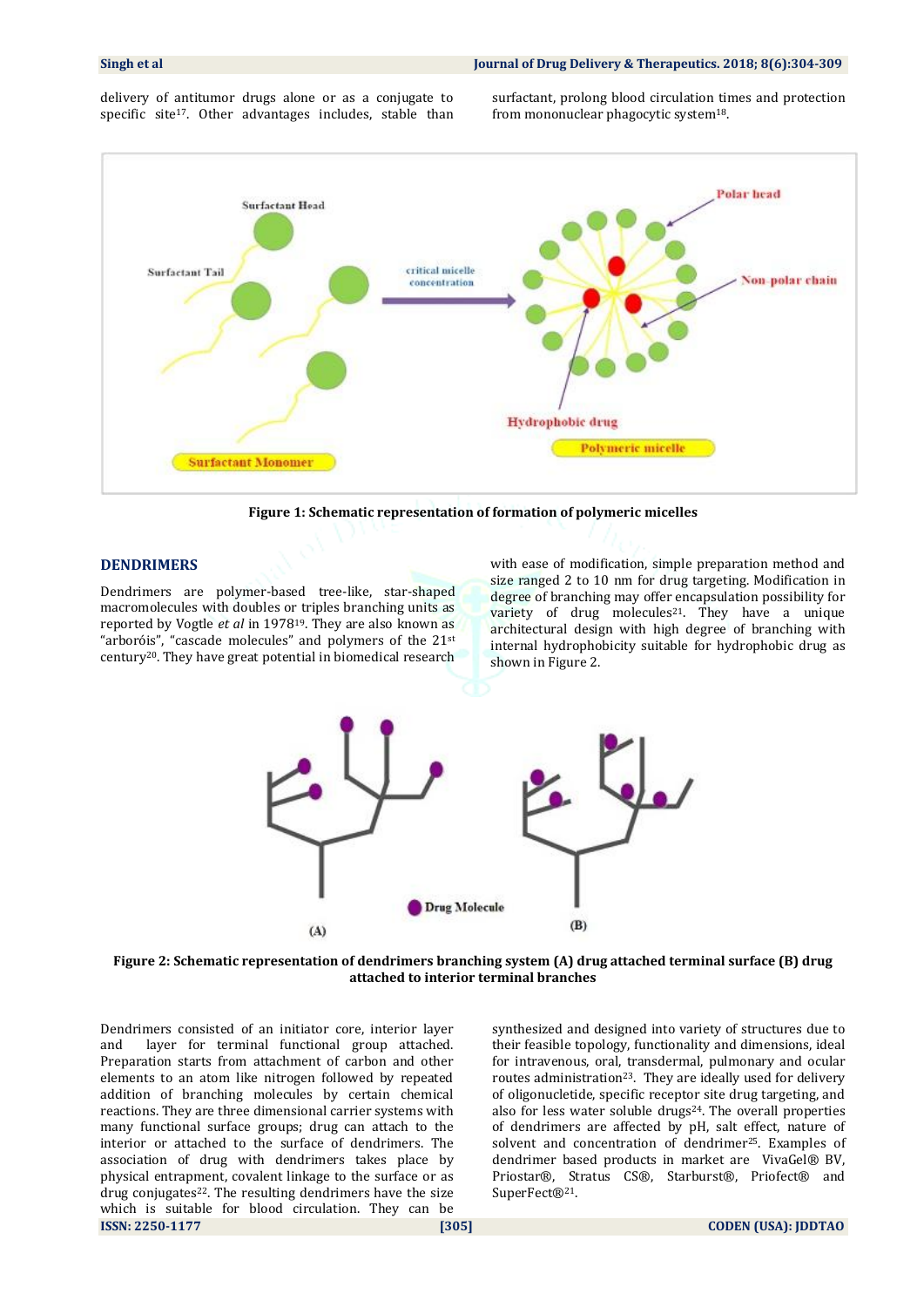delivery of antitumor drugs alone or as a conjugate to specific site[17]. Other advantages includes, stable than surfactant, prolong blood circulation times and protection from mononuclear phagocytic system[18].

**Figure 1: Schematic representation of formation of polymeric micelles**

## DENDRIMERS

Dendrimers are polymer-based tree-like, star-shaped macromolecules with doubles or triples branching units as reported by Vogtle *et al* in 1978[19]. They are also known as "arboróis", "cascade molecules" and polymers of the 21st century[20]. They have great potential in biomedical research with ease of modification, simple preparation method and size ranged 2 to 10 nm for drug targeting. Modification in degree of branching may offer encapsulation possibility for variety of drug molecules[21]. They have a unique architectural design with high degree of branching with internal hydrophobicity suitable for hydrophobic drug as shown in Figure 2.

**Figure 2: Schematic representation of dendrimers branching system (A) drug attached terminal surface (B) drug attached to interior terminal branches**

Dendrimers consisted of an initiator core, interior layer and layer for terminal functional group attached. Preparation starts from attachment of carbon and other elements to an atom like nitrogen followed by repeated addition of branching molecules by certain chemical reactions. They are three dimensional carrier systems with many functional surface groups; drug can attach to the interior or attached to the surface of dendrimers. The association of drug with dendrimers takes place by physical entrapment, covalent linkage to the surface or as drug conjugates[22]. The resulting dendrimers have the size which is suitable for blood circulation. They can be synthesized and designed into variety of structures due to their feasible topology, functionality and dimensions, ideal for intravenous, oral, transdermal, pulmonary and ocular routes administration[23]. They are ideally used for delivery of oligonucletide, specific receptor site drug targeting, and also for less water soluble drugs[24]. The overall properties of dendrimers are affected by pH, salt effect, nature of solvent and concentration of dendrimer[25]. Examples of dendrimer based products in market are VivaGel® BV, Priostar®, Stratus CS®, Starburst®, Priofect® and SuperFect®[21].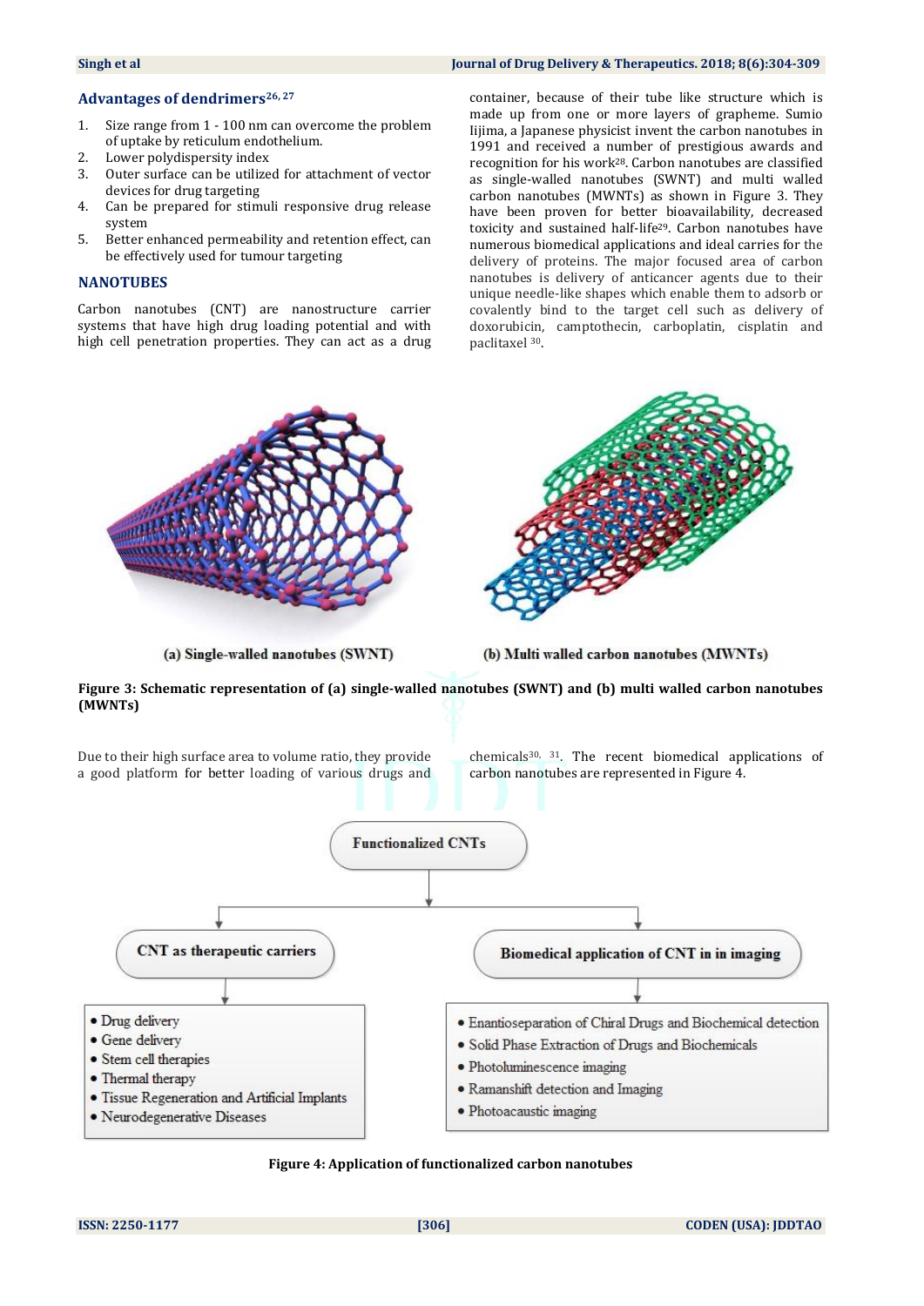### Advantages of dendrimers[26, 27]

1. Size range from 1 - 100 nm can overcome the problem of uptake by reticulum endothelium.
2. Lower polydispersity index
3. Outer surface can be utilized for attachment of vector devices for drug targeting
4. Can be prepared for stimuli responsive drug release system
5. Better enhanced permeability and retention effect, can be effectively used for tumour targeting

## NANOTUBES

Carbon nanotubes (CNT) are nanostructure carrier systems that have high drug loading potential and with high cell penetration properties. They can act as a drug container, because of their tube like structure which is made up from one or more layers of grapheme. Sumio Iijima, a Japanese physicist invent the carbon nanotubes in 1991 and received a number of prestigious awards and recognition for his work[28]. Carbon nanotubes are classified as single-walled nanotubes (SWNT) and multi walled carbon nanotubes (MWNTs) as shown in Figure 3. They have been proven for better bioavailability, decreased toxicity and sustained half-life[29]. Carbon nanotubes have numerous biomedical applications and ideal carries for the delivery of proteins. The major focused area of carbon nanotubes is delivery of anticancer agents due to their unique needle-like shapes which enable them to adsorb or covalently bind to the target cell such as delivery of doxorubicin, camptothecin, carboplatin, cisplatin and paclitaxel [30].

(a) Single-walled nanotubes (SWNT)

(b) Multi walled carbon nanotubes (MWNTs)

**Figure 3: Schematic representation of (a) single-walled nanotubes (SWNT) and (b) multi walled carbon nanotubes (MWNTs)**

Due to their high surface area to volume ratio, they provide a good platform for better loading of various drugs and chemicals[30, 31]. The recent biomedical applications of carbon nanotubes are represented in Figure 4.

Functionalized CNTs

CNT as therapeutic carriers
- Drug delivery
- Gene delivery
- Stem cell therapies
- Thermal therapy
- Tissue Regeneration and Artificial Implants
- Neurodegenerative Diseases

Biomedical application of CNT in in imaging
- Enantioseparation of Chiral Drugs and Biochemical detection
- Solid Phase Extraction of Drugs and Biochemicals
- Photoluminescence imaging
- Ramanshift detection and Imaging
- Photoacaustic imaging

**Figure 4: Application of functionalized carbon nanotubes**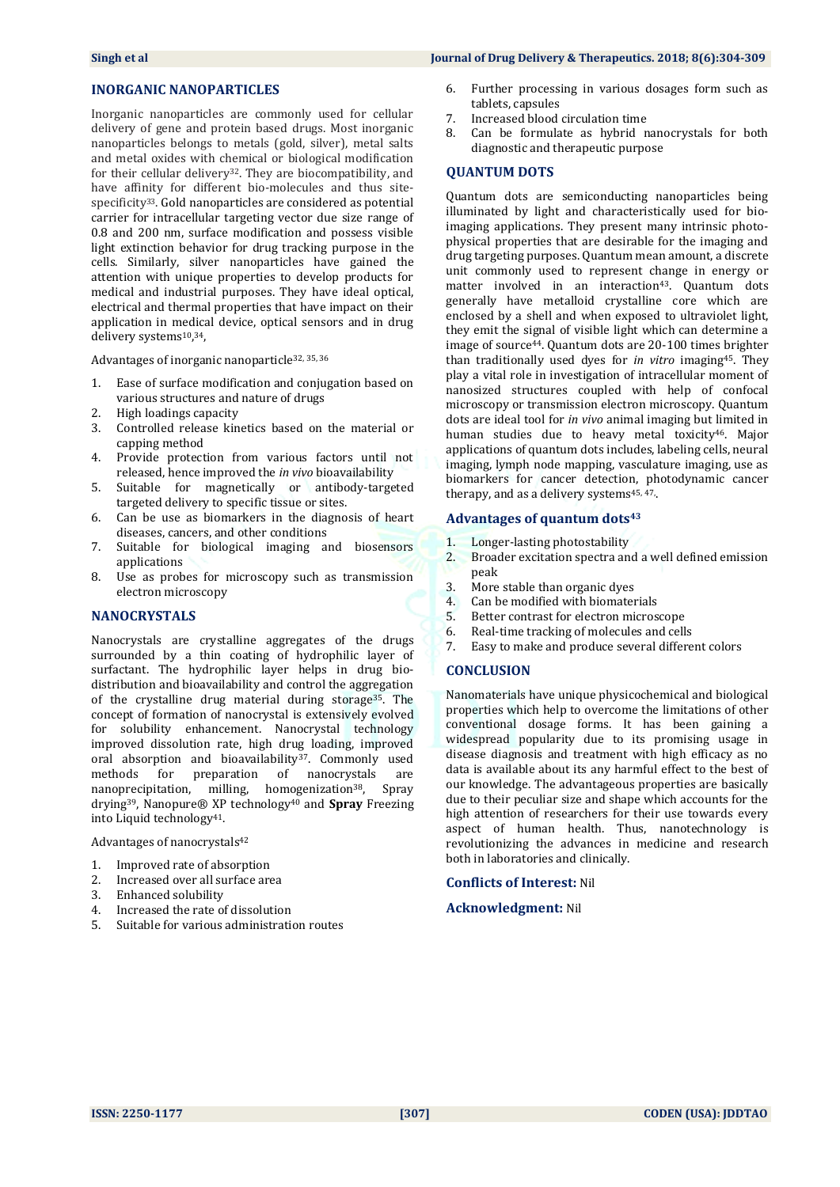## INORGANIC NANOPARTICLES

Inorganic nanoparticles are commonly used for cellular delivery of gene and protein based drugs. Most inorganic nanoparticles belongs to metals (gold, silver), metal salts and metal oxides with chemical or biological modification for their cellular delivery[32]. They are biocompatibility, and have affinity for different bio-molecules and thus site-specificity[33]. Gold nanoparticles are considered as potential carrier for intracellular targeting vector due size range of 0.8 and 200 nm, surface modification and possess visible light extinction behavior for drug tracking purpose in the cells. Similarly, silver nanoparticles have gained the attention with unique properties to develop products for medical and industrial purposes. They have ideal optical, electrical and thermal properties that have impact on their application in medical device, optical sensors and in drug delivery systems[10,34],

Advantages of inorganic nanoparticle[32, 35, 36]

1. Ease of surface modification and conjugation based on various structures and nature of drugs
2. High loadings capacity
3. Controlled release kinetics based on the material or capping method
4. Provide protection from various factors until not released, hence improved the *in vivo* bioavailability
5. Suitable for magnetically or antibody-targeted targeted delivery to specific tissue or sites.
6. Can be use as biomarkers in the diagnosis of heart diseases, cancers, and other conditions
7. Suitable for biological imaging and biosensors applications
8. Use as probes for microscopy such as transmission electron microscopy

## NANOCRYSTALS

Nanocrystals are crystalline aggregates of the drugs surrounded by a thin coating of hydrophilic layer of surfactant. The hydrophilic layer helps in drug bio-distribution and bioavailability and control the aggregation of the crystalline drug material during storage[35]. The concept of formation of nanocrystal is extensively evolved for solubility enhancement. Nanocrystal technology improved dissolution rate, high drug loading, improved oral absorption and bioavailability[37]. Commonly used methods for preparation of nanocrystals are nanoprecipitation, milling, homogenization[38], Spray drying[39], Nanopure® XP technology[40] and **Spray** Freezing into Liquid technology[41].

Advantages of nanocrystals[42]

1. Improved rate of absorption
2. Increased over all surface area
3. Enhanced solubility
4. Increased the rate of dissolution
5. Suitable for various administration routes
6. Further processing in various dosages form such as tablets, capsules
7. Increased blood circulation time
8. Can be formulate as hybrid nanocrystals for both diagnostic and therapeutic purpose

## QUANTUM DOTS

Quantum dots are semiconducting nanoparticles being illuminated by light and characteristically used for bio-imaging applications. They present many intrinsic photo-physical properties that are desirable for the imaging and drug targeting purposes. Quantum mean amount, a discrete unit commonly used to represent change in energy or matter involved in an interaction[43]. Quantum dots generally have metalloid crystalline core which are enclosed by a shell and when exposed to ultraviolet light, they emit the signal of visible light which can determine a image of source[44]. Quantum dots are 20-100 times brighter than traditionally used dyes for *in vitro* imaging[45]. They play a vital role in investigation of intracellular moment of nanosized structures coupled with help of confocal microscopy or transmission electron microscopy. Quantum dots are ideal tool for *in vivo* animal imaging but limited in human studies due to heavy metal toxicity[46]. Major applications of quantum dots includes, labeling cells, neural imaging, lymph node mapping, vasculature imaging, use as biomarkers for cancer detection, photodynamic cancer therapy, and as a delivery systems[45, 47].

### Advantages of quantum dots[43]

1. Longer-lasting photostability
2. Broader excitation spectra and a well defined emission peak
3. More stable than organic dyes
4. Can be modified with biomaterials
5. Better contrast for electron microscope
6. Real-time tracking of molecules and cells
7. Easy to make and produce several different colors

## CONCLUSION

Nanomaterials have unique physicochemical and biological properties which help to overcome the limitations of other conventional dosage forms. It has been gaining a widespread popularity due to its promising usage in disease diagnosis and treatment with high efficacy as no data is available about its any harmful effect to the best of our knowledge. The advantageous properties are basically due to their peculiar size and shape which accounts for the high attention of researchers for their use towards every aspect of human health. Thus, nanotechnology is revolutionizing the advances in medicine and research both in laboratories and clinically.

**Conflicts of Interest:** Nil

**Acknowledgment:** Nil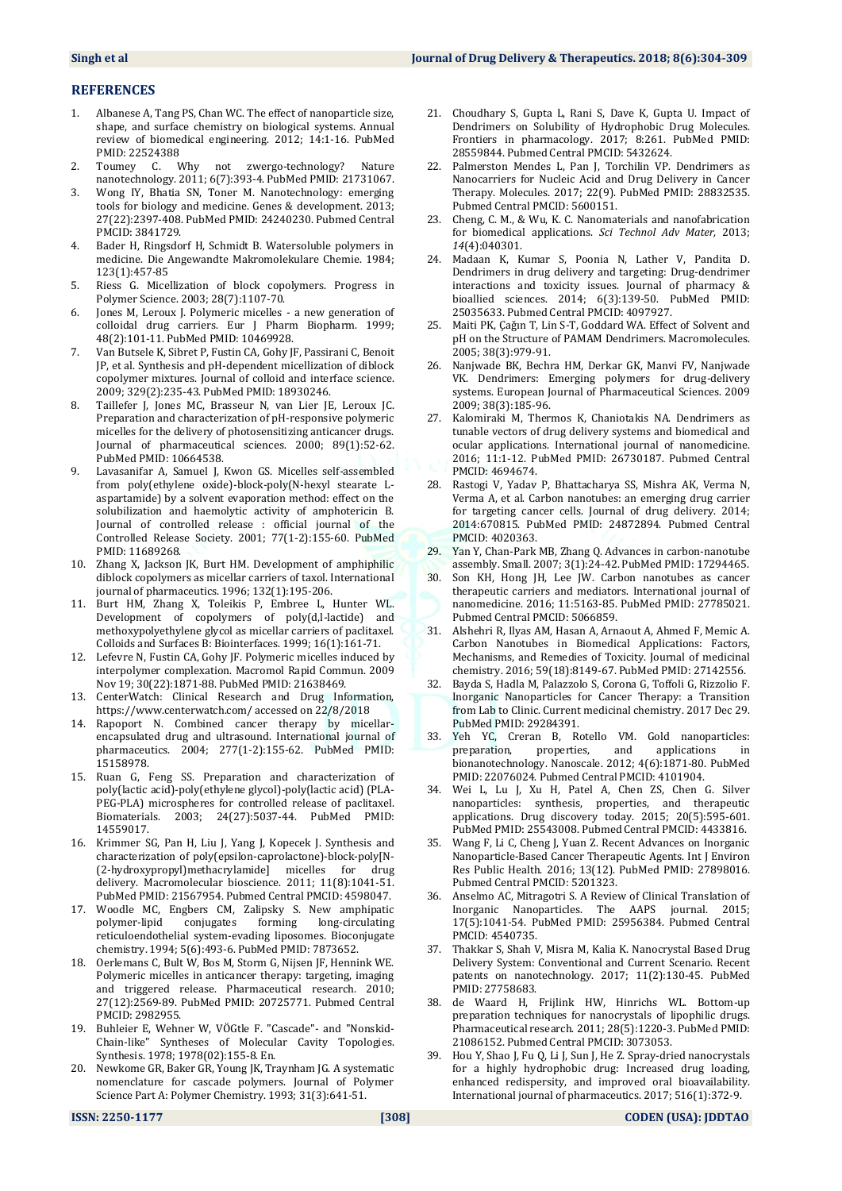## REFERENCES

1. Albanese A, Tang PS, Chan WC. The effect of nanoparticle size, shape, and surface chemistry on biological systems. Annual review of biomedical engineering. 2012; 14:1-16. PubMed PMID: 22524388
2. Toumey C. Why not zwergo-technology? Nature nanotechnology. 2011; 6(7):393-4. PubMed PMID: 21731067.
3. Wong IY, Bhatia SN, Toner M. Nanotechnology: emerging tools for biology and medicine. Genes & development. 2013; 27(22):2397-408. PubMed PMID: 24240230. Pubmed Central PMCID: 3841729.
4. Bader H, Ringsdorf H, Schmidt B. Watersoluble polymers in medicine. Die Angewandte Makromolekulare Chemie. 1984; 123(1):457-85
5. Riess G. Micellization of block copolymers. Progress in Polymer Science. 2003; 28(7):1107-70.
6. Jones M, Leroux J. Polymeric micelles - a new generation of colloidal drug carriers. Eur J Pharm Biopharm. 1999; 48(2):101-11. PubMed PMID: 10469928.
7. Van Butsele K, Sibret P, Fustin CA, Gohy JF, Passirani C, Benoit JP, et al. Synthesis and pH-dependent micellization of diblock copolymer mixtures. Journal of colloid and interface science. 2009; 329(2):235-43. PubMed PMID: 18930246.
8. Taillefer J, Jones MC, Brasseur N, van Lier JE, Leroux JC. Preparation and characterization of pH-responsive polymeric micelles for the delivery of photosensitizing anticancer drugs. Journal of pharmaceutical sciences. 2000; 89(1):52-62. PubMed PMID: 10664538.
9. Lavasanifar A, Samuel J, Kwon GS. Micelles self-assembled from poly(ethylene oxide)-block-poly(N-hexyl stearate L-aspartamide) by a solvent evaporation method: effect on the solubilization and haemolytic activity of amphotericin B. Journal of controlled release : official journal of the Controlled Release Society. 2001; 77(1-2):155-60. PubMed PMID: 11689268.
10. Zhang X, Jackson JK, Burt HM. Development of amphiphilic diblock copolymers as micellar carriers of taxol. International journal of pharmaceutics. 1996; 132(1):195-206.
11. Burt HM, Zhang X, Toleikis P, Embree L, Hunter WL. Development of copolymers of poly(d,l-lactide) and methoxypolyethylene glycol as micellar carriers of paclitaxel. Colloids and Surfaces B: Biointerfaces. 1999; 16(1):161-71.
12. Lefevre N, Fustin CA, Gohy JF. Polymeric micelles induced by interpolymer complexation. Macromol Rapid Commun. 2009 Nov 19; 30(22):1871-88. PubMed PMID: 21638469.
13. CenterWatch: Clinical Research and Drug Information, https://www.centerwatch.com/ accessed on 22/8/2018
14. Rapoport N. Combined cancer therapy by micellar-encapsulated drug and ultrasound. International journal of pharmaceutics. 2004; 277(1-2):155-62. PubMed PMID: 15158978.
15. Ruan G, Feng SS. Preparation and characterization of poly(lactic acid)-poly(ethylene glycol)-poly(lactic acid) (PLA-PEG-PLA) microspheres for controlled release of paclitaxel. Biomaterials. 2003; 24(27):5037-44. PubMed PMID: 14559017.
16. Krimmer SG, Pan H, Liu J, Yang J, Kopecek J. Synthesis and characterization of poly(epsilon-caprolactone)-block-poly[N-(2-hydroxypropyl)methacrylamide] micelles for drug delivery. Macromolecular bioscience. 2011; 11(8):1041-51. PubMed PMID: 21567954. Pubmed Central PMCID: 4598047.
17. Woodle MC, Engbers CM, Zalipsky S. New amphipatic polymer-lipid conjugates forming long-circulating reticuloendothelial system-evading liposomes. Bioconjugate chemistry. 1994; 5(6):493-6. PubMed PMID: 7873652.
18. Oerlemans C, Bult W, Bos M, Storm G, Nijsen JF, Hennink WE. Polymeric micelles in anticancer therapy: targeting, imaging and triggered release. Pharmaceutical research. 2010; 27(12):2569-89. PubMed PMID: 20725771. Pubmed Central PMCID: 2982955.
19. Buhleier E, Wehner W, VÖGtle F. "Cascade"- and "Nonskid-Chain-like" Syntheses of Molecular Cavity Topologies. Synthesis. 1978; 1978(02):155-8. En.
20. Newkome GR, Baker GR, Young JK, Traynham JG. A systematic nomenclature for cascade polymers. Journal of Polymer Science Part A: Polymer Chemistry. 1993; 31(3):641-51.
21. Choudhary S, Gupta L, Rani S, Dave K, Gupta U. Impact of Dendrimers on Solubility of Hydrophobic Drug Molecules. Frontiers in pharmacology. 2017; 8:261. PubMed PMID: 28559844. Pubmed Central PMCID: 5432624.
22. Palmerston Mendes L, Pan J, Torchilin VP. Dendrimers as Nanocarriers for Nucleic Acid and Drug Delivery in Cancer Therapy. Molecules. 2017; 22(9). PubMed PMID: 28832535. Pubmed Central PMCID: 5600151.
23. Cheng, C. M., & Wu, K. C. Nanomaterials and nanofabrication for biomedical applications. *Sci Technol Adv Mater,* 2013; *14*(4):040301.
24. Madaan K, Kumar S, Poonia N, Lather V, Pandita D. Dendrimers in drug delivery and targeting: Drug-dendrimer interactions and toxicity issues. Journal of pharmacy & bioallied sciences. 2014; 6(3):139-50. PubMed PMID: 25035633. Pubmed Central PMCID: 4097927.
25. Maiti PK, Çağın T, Lin S-T, Goddard WA. Effect of Solvent and pH on the Structure of PAMAM Dendrimers. Macromolecules. 2005; 38(3):979-91.
26. Nanjwade BK, Bechra HM, Derkar GK, Manvi FV, Nanjwade VK. Dendrimers: Emerging polymers for drug-delivery systems. European Journal of Pharmaceutical Sciences. 2009 2009; 38(3):185-96.
27. Kalomiraki M, Thermos K, Chaniotakis NA. Dendrimers as tunable vectors of drug delivery systems and biomedical and ocular applications. International journal of nanomedicine. 2016; 11:1-12. PubMed PMID: 26730187. Pubmed Central PMCID: 4694674.
28. Rastogi V, Yadav P, Bhattacharya SS, Mishra AK, Verma N, Verma A, et al. Carbon nanotubes: an emerging drug carrier for targeting cancer cells. Journal of drug delivery. 2014; 2014:670815. PubMed PMID: 24872894. Pubmed Central PMCID: 4020363.
29. Yan Y, Chan-Park MB, Zhang Q. Advances in carbon-nanotube assembly. Small. 2007; 3(1):24-42. PubMed PMID: 17294465.
30. Son KH, Hong JH, Lee JW. Carbon nanotubes as cancer therapeutic carriers and mediators. International journal of nanomedicine. 2016; 11:5163-85. PubMed PMID: 27785021. Pubmed Central PMCID: 5066859.
31. Alshehri R, Ilyas AM, Hasan A, Arnaout A, Ahmed F, Memic A. Carbon Nanotubes in Biomedical Applications: Factors, Mechanisms, and Remedies of Toxicity. Journal of medicinal chemistry. 2016; 59(18):8149-67. PubMed PMID: 27142556.
32. Bayda S, Hadla M, Palazzolo S, Corona G, Toffoli G, Rizzolio F. Inorganic Nanoparticles for Cancer Therapy: a Transition from Lab to Clinic. Current medicinal chemistry. 2017 Dec 29. PubMed PMID: 29284391.
33. Yeh YC, Creran B, Rotello VM. Gold nanoparticles: preparation, properties, and applications in bionanotechnology. Nanoscale. 2012; 4(6):1871-80. PubMed PMID: 22076024. Pubmed Central PMCID: 4101904.
34. Wei L, Lu J, Xu H, Patel A, Chen ZS, Chen G. Silver nanoparticles: synthesis, properties, and therapeutic applications. Drug discovery today. 2015; 20(5):595-601. PubMed PMID: 25543008. Pubmed Central PMCID: 4433816.
35. Wang F, Li C, Cheng J, Yuan Z. Recent Advances on Inorganic Nanoparticle-Based Cancer Therapeutic Agents. Int J Environ Res Public Health. 2016; 13(12). PubMed PMID: 27898016. Pubmed Central PMCID: 5201323.
36. Anselmo AC, Mitragotri S. A Review of Clinical Translation of Inorganic Nanoparticles. The AAPS journal. 2015; 17(5):1041-54. PubMed PMID: 25956384. Pubmed Central PMCID: 4540735.
37. Thakkar S, Shah V, Misra M, Kalia K. Nanocrystal Based Drug Delivery System: Conventional and Current Scenario. Recent patents on nanotechnology. 2017; 11(2):130-45. PubMed PMID: 27758683.
38. de Waard H, Frijlink HW, Hinrichs WL. Bottom-up preparation techniques for nanocrystals of lipophilic drugs. Pharmaceutical research. 2011; 28(5):1220-3. PubMed PMID: 21086152. Pubmed Central PMCID: 3073053.
39. Hou Y, Shao J, Fu Q, Li J, Sun J, He Z. Spray-dried nanocrystals for a highly hydrophobic drug: Increased drug loading, enhanced redispersity, and improved oral bioavailability. International journal of pharmaceutics. 2017; 516(1):372-9.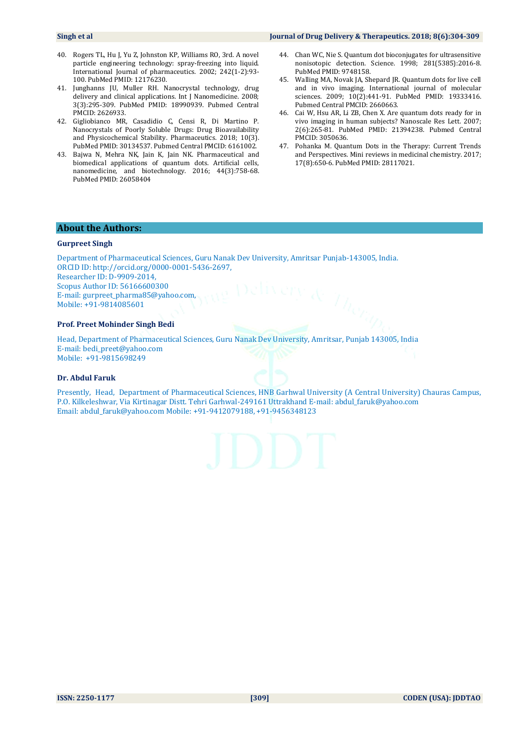40. Rogers TL, Hu J, Yu Z, Johnston KP, Williams RO, 3rd. A novel particle engineering technology: spray-freezing into liquid. International Journal of pharmaceutics. 2002; 242(1-2):93-100. PubMed PMID: 12176230.
41. Junghanns JU, Muller RH. Nanocrystal technology, drug delivery and clinical applications. Int J Nanomedicine. 2008; 3(3):295-309. PubMed PMID: 18990939. Pubmed Central PMCID: 2626933.
42. Gigliobianco MR, Casadidio C, Censi R, Di Martino P. Nanocrystals of Poorly Soluble Drugs: Drug Bioavailability and Physicochemical Stability. Pharmaceutics. 2018; 10(3). PubMed PMID: 30134537. Pubmed Central PMCID: 6161002.
43. Bajwa N, Mehra NK, Jain K, Jain NK. Pharmaceutical and biomedical applications of quantum dots. Artificial cells, nanomedicine, and biotechnology. 2016; 44(3):758-68. PubMed PMID: 26058404
44. Chan WC, Nie S. Quantum dot bioconjugates for ultrasensitive nonisotopic detection. Science. 1998; 281(5385):2016-8. PubMed PMID: 9748158.
45. Walling MA, Novak JA, Shepard JR. Quantum dots for live cell and in vivo imaging. International journal of molecular sciences. 2009; 10(2):441-91. PubMed PMID: 19333416. Pubmed Central PMCID: 2660663.
46. Cai W, Hsu AR, Li ZB, Chen X. Are quantum dots ready for in vivo imaging in human subjects? Nanoscale Res Lett. 2007; 2(6):265-81. PubMed PMID: 21394238. Pubmed Central PMCID: 3050636.
47. Pohanka M. Quantum Dots in the Therapy: Current Trends and Perspectives. Mini reviews in medicinal chemistry. 2017; 17(8):650-6. PubMed PMID: 28117021.

## About the Authors:

**Gurpreet Singh**

Department of Pharmaceutical Sciences, Guru Nanak Dev University, Amritsar Punjab-143005, India.
ORCID ID: http://orcid.org/0000-0001-5436-2697,
Researcher ID: D-9909-2014,
Scopus Author ID: 56166600300
E-mail: gurpreet_pharma85@yahoo.com,
Mobile: +91-9814085601

**Prof. Preet Mohinder Singh Bedi**

Head, Department of Pharmaceutical Sciences, Guru Nanak Dev University, Amritsar, Punjab 143005, India
E-mail: bedi_preet@yahoo.com
Mobile: +91-9815698249

**Dr. Abdul Faruk**

Presently, Head, Department of Pharmaceutical Sciences, HNB Garhwal University (A Central University) Chauras Campus, P.O. Kilkeleshwar, Via Kirtinagar Distt. Tehri Garhwal-249161 Uttrakhand E-mail: abdul_faruk@yahoo.com
Email: abdul_faruk@yahoo.com Mobile: +91-9412079188, +91-9456348123